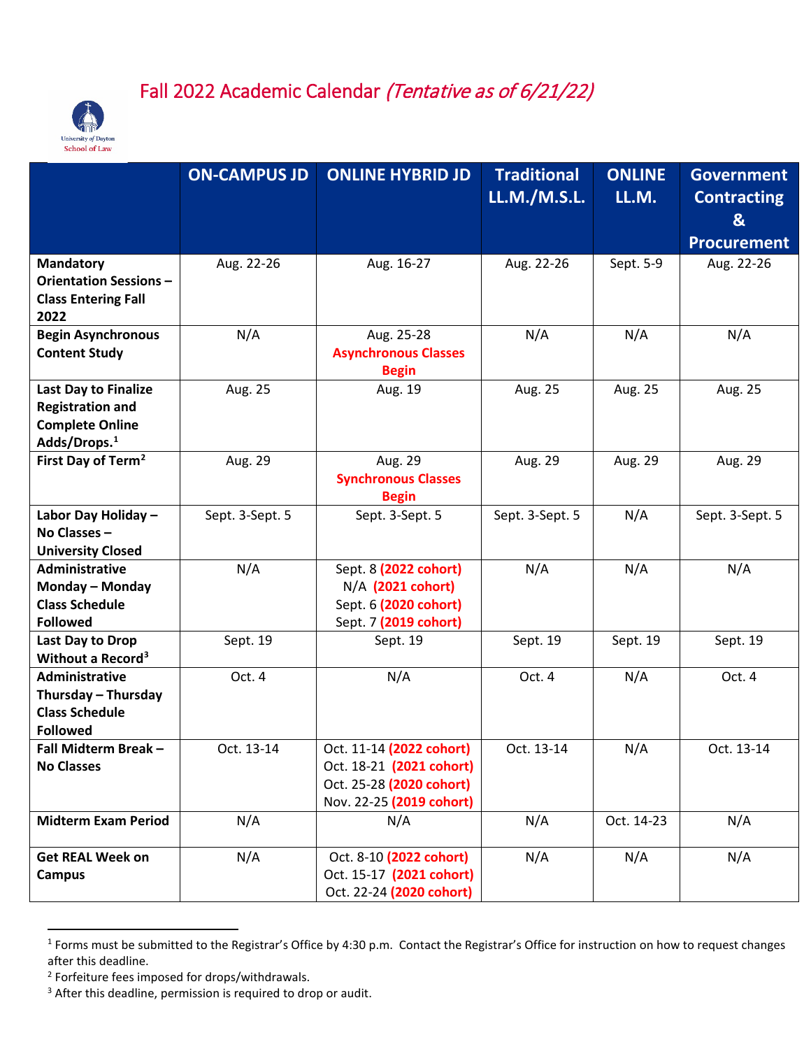# Fall 2022 Academic Calendar *(Tentative as of 6/21/22)*

University of Dayton School of Law

| | ON-CAMPUS JD | ONLINE HYBRID JD | Traditional LL.M./M.S.L. | ONLINE LL.M. | Government Contracting & Procurement |
|---|---|---|---|---|---|
| **Mandatory Orientation Sessions – Class Entering Fall 2022** | Aug. 22-26 | Aug. 16-27 | Aug. 22-26 | Sept. 5-9 | Aug. 22-26 |
| **Begin Asynchronous Content Study** | N/A | Aug. 25-28 **Asynchronous Classes Begin** | N/A | N/A | N/A |
| **Last Day to Finalize Registration and Complete Online Adds/Drops.**[1] | Aug. 25 | Aug. 19 | Aug. 25 | Aug. 25 | Aug. 25 |
| **First Day of Term**[2] | Aug. 29 | Aug. 29 **Synchronous Classes Begin** | Aug. 29 | Aug. 29 | Aug. 29 |
| **Labor Day Holiday – No Classes – University Closed** | Sept. 3-Sept. 5 | Sept. 3-Sept. 5 | Sept. 3-Sept. 5 | N/A | Sept. 3-Sept. 5 |
| **Administrative Monday – Monday Class Schedule Followed** | N/A | Sept. 8 **(2022 cohort)**<br>N/A **(2021 cohort)**<br>Sept. 6 **(2020 cohort)**<br>Sept. 7 **(2019 cohort)** | N/A | N/A | N/A |
| **Last Day to Drop Without a Record**[3] | Sept. 19 | Sept. 19 | Sept. 19 | Sept. 19 | Sept. 19 |
| **Administrative Thursday – Thursday Class Schedule Followed** | Oct. 4 | N/A | Oct. 4 | N/A | Oct. 4 |
| **Fall Midterm Break – No Classes** | Oct. 13-14 | Oct. 11-14 **(2022 cohort)**<br>Oct. 18-21 **(2021 cohort)**<br>Oct. 25-28 **(2020 cohort)**<br>Nov. 22-25 **(2019 cohort)** | Oct. 13-14 | N/A | Oct. 13-14 |
| **Midterm Exam Period** | N/A | N/A | N/A | Oct. 14-23 | N/A |
| **Get REAL Week on Campus** | N/A | Oct. 8-10 **(2022 cohort)**<br>Oct. 15-17 **(2021 cohort)**<br>Oct. 22-24 **(2020 cohort)** | N/A | N/A | N/A |

[1] Forms must be submitted to the Registrar's Office by 4:30 p.m. Contact the Registrar's Office for instruction on how to request changes after this deadline.

[2] Forfeiture fees imposed for drops/withdrawals.

[3] After this deadline, permission is required to drop or audit.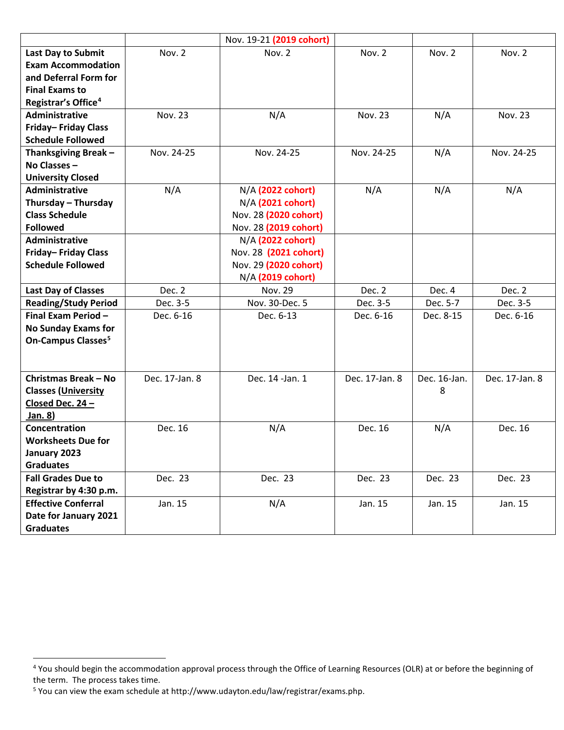| | | | | | |
|---|---|---|---|---|---|
| | | Nov. 19-21 **(2019 cohort)** | | | |
| **Last Day to Submit Exam Accommodation and Deferral Form for Final Exams to Registrar's Office**[4] | Nov. 2 | Nov. 2 | Nov. 2 | Nov. 2 | Nov. 2 |
| **Administrative Friday– Friday Class Schedule Followed** | Nov. 23 | N/A | Nov. 23 | N/A | Nov. 23 |
| **Thanksgiving Break – No Classes – University Closed** | Nov. 24-25 | Nov. 24-25 | Nov. 24-25 | N/A | Nov. 24-25 |
| **Administrative Thursday – Thursday Class Schedule Followed** | N/A | N/A **(2022 cohort)**<br>N/A **(2021 cohort)**<br>Nov. 28 **(2020 cohort)**<br>Nov. 28 **(2019 cohort)** | N/A | N/A | N/A |
| **Administrative Friday– Friday Class Schedule Followed** | | N/A **(2022 cohort)**<br>Nov. 28 **(2021 cohort)**<br>Nov. 29 **(2020 cohort)**<br>N/A **(2019 cohort)** | | | |
| **Last Day of Classes** | Dec. 2 | Nov. 29 | Dec. 2 | Dec. 4 | Dec. 2 |
| **Reading/Study Period** | Dec. 3-5 | Nov. 30-Dec. 5 | Dec. 3-5 | Dec. 5-7 | Dec. 3-5 |
| **Final Exam Period – No Sunday Exams for On-Campus Classes**[5] | Dec. 6-16 | Dec. 6-13 | Dec. 6-16 | Dec. 8-15 | Dec. 6-16 |
| **Christmas Break – No Classes (University Closed Dec. 24 – Jan. 8)** | Dec. 17-Jan. 8 | Dec. 14 -Jan. 1 | Dec. 17-Jan. 8 | Dec. 16-Jan. 8 | Dec. 17-Jan. 8 |
| **Concentration Worksheets Due for January 2023 Graduates** | Dec. 16 | N/A | Dec. 16 | N/A | Dec. 16 |
| **Fall Grades Due to Registrar by 4:30 p.m.** | Dec. 23 | Dec. 23 | Dec. 23 | Dec. 23 | Dec. 23 |
| **Effective Conferral Date for January 2021 Graduates** | Jan. 15 | N/A | Jan. 15 | Jan. 15 | Jan. 15 |

[4] You should begin the accommodation approval process through the Office of Learning Resources (OLR) at or before the beginning of the term. The process takes time.

[5] You can view the exam schedule at http://www.udayton.edu/law/registrar/exams.php.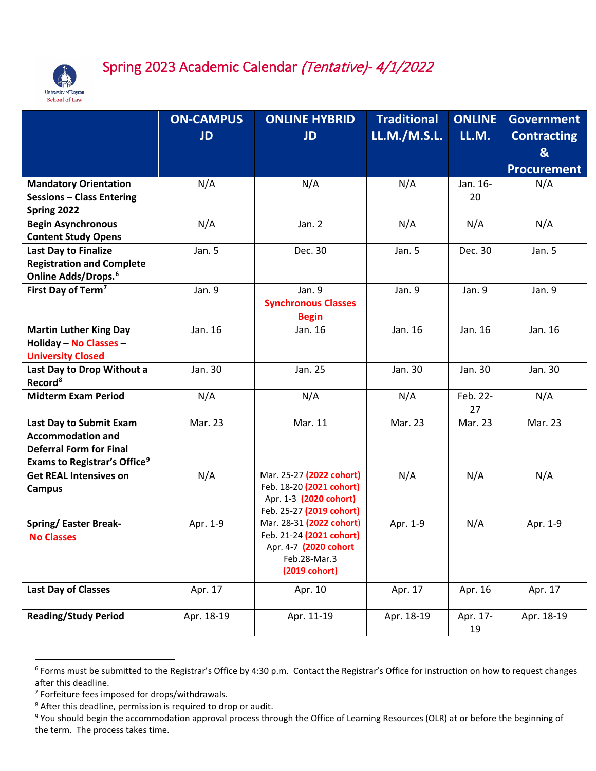# Spring 2023 Academic Calendar *(Tentative)- 4/1/2022*

University of Dayton School of Law

| | ON-CAMPUS JD | ONLINE HYBRID JD | Traditional LL.M./M.S.L. | ONLINE LL.M. | Government Contracting & Procurement |
|---|---|---|---|---|---|
| **Mandatory Orientation Sessions – Class Entering Spring 2022** | N/A | N/A | N/A | Jan. 16-20 | N/A |
| **Begin Asynchronous Content Study Opens** | N/A | Jan. 2 | N/A | N/A | N/A |
| **Last Day to Finalize Registration and Complete Online Adds/Drops.**[6] | Jan. 5 | Dec. 30 | Jan. 5 | Dec. 30 | Jan. 5 |
| **First Day of Term**[7] | Jan. 9 | Jan. 9 **Synchronous Classes Begin** | Jan. 9 | Jan. 9 | Jan. 9 |
| **Martin Luther King Day Holiday – No Classes – University Closed** | Jan. 16 | Jan. 16 | Jan. 16 | Jan. 16 | Jan. 16 |
| **Last Day to Drop Without a Record**[8] | Jan. 30 | Jan. 25 | Jan. 30 | Jan. 30 | Jan. 30 |
| **Midterm Exam Period** | N/A | N/A | N/A | Feb. 22-27 | N/A |
| **Last Day to Submit Exam Accommodation and Deferral Form for Final Exams to Registrar's Office**[9] | Mar. 23 | Mar. 11 | Mar. 23 | Mar. 23 | Mar. 23 |
| **Get REAL Intensives on Campus** | N/A | Mar. 25-27 **(2022 cohort)** Feb. 18-20 **(2021 cohort)** Apr. 1-3 **(2020 cohort)** Feb. 25-27 **(2019 cohort)** | N/A | N/A | N/A |
| **Spring/ Easter Break- No Classes** | Apr. 1-9 | Mar. 28-31 **(2022 cohort)** Feb. 21-24 **(2021 cohort)** Apr. 4-7 **(2020 cohort** Feb.28-Mar.3 **(2019 cohort)** | Apr. 1-9 | N/A | Apr. 1-9 |
| **Last Day of Classes** | Apr. 17 | Apr. 10 | Apr. 17 | Apr. 16 | Apr. 17 |
| **Reading/Study Period** | Apr. 18-19 | Apr. 11-19 | Apr. 18-19 | Apr. 17-19 | Apr. 18-19 |

---

[6] Forms must be submitted to the Registrar's Office by 4:30 p.m. Contact the Registrar's Office for instruction on how to request changes after this deadline.

[7] Forfeiture fees imposed for drops/withdrawals.

[8] After this deadline, permission is required to drop or audit.

[9] You should begin the accommodation approval process through the Office of Learning Resources (OLR) at or before the beginning of the term. The process takes time.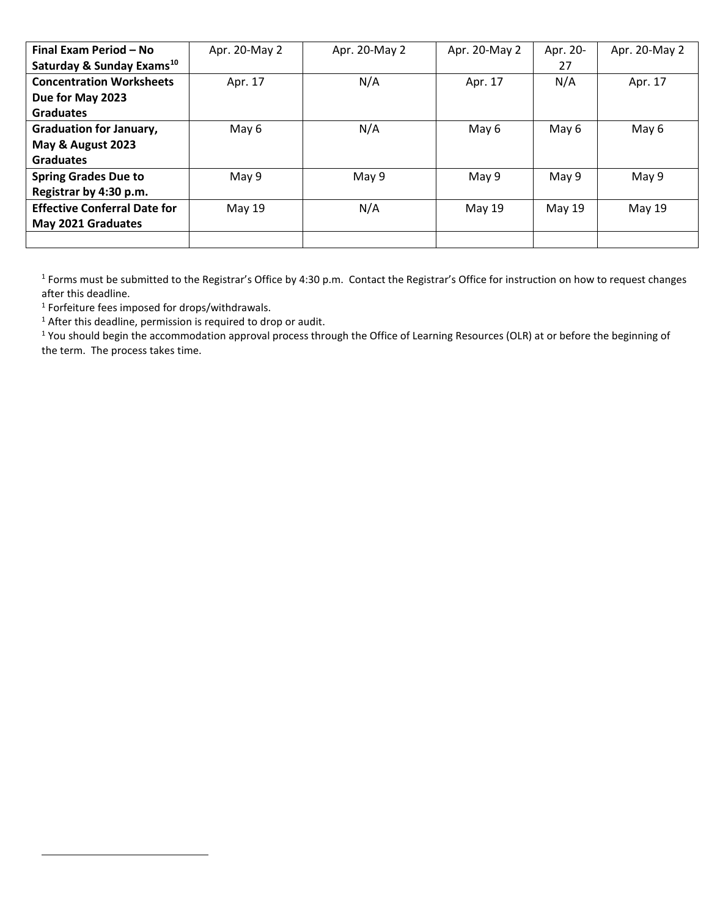| **Final Exam Period – No Saturday & Sunday Exams**[10] | Apr. 20-May 2 | Apr. 20-May 2 | Apr. 20-May 2 | Apr. 20-27 | Apr. 20-May 2 |
|---|---|---|---|---|---|
| **Concentration Worksheets Due for May 2023 Graduates** | Apr. 17 | N/A | Apr. 17 | N/A | Apr. 17 |
| **Graduation for January, May & August 2023 Graduates** | May 6 | N/A | May 6 | May 6 | May 6 |
| **Spring Grades Due to Registrar by 4:30 p.m.** | May 9 | May 9 | May 9 | May 9 | May 9 |
| **Effective Conferral Date for May 2021 Graduates** | May 19 | N/A | May 19 | May 19 | May 19 |
| | | | | | |

[1] Forms must be submitted to the Registrar's Office by 4:30 p.m. Contact the Registrar's Office for instruction on how to request changes after this deadline.

[1] Forfeiture fees imposed for drops/withdrawals.

[1] After this deadline, permission is required to drop or audit.

[1] You should begin the accommodation approval process through the Office of Learning Resources (OLR) at or before the beginning of the term. The process takes time.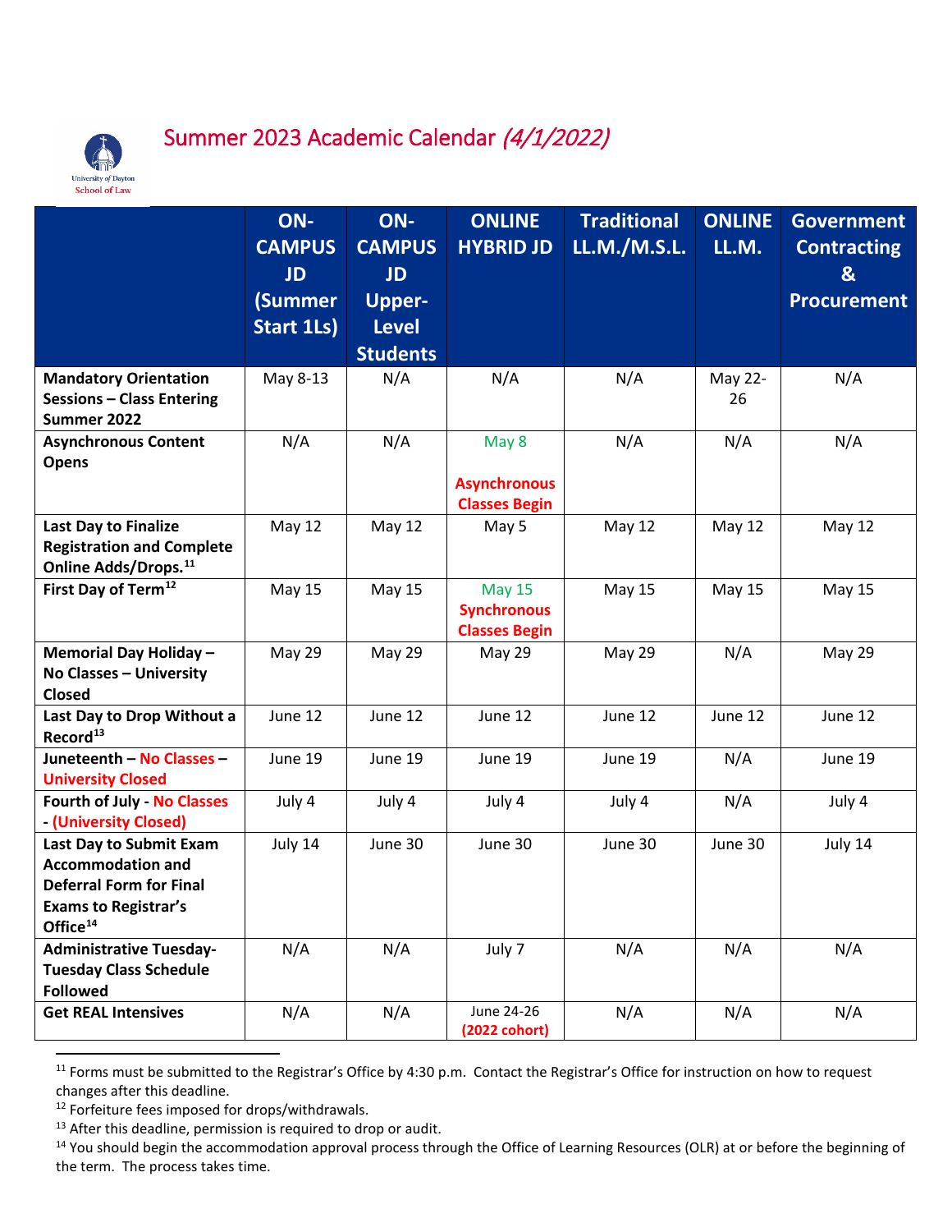# Summer 2023 Academic Calendar *(4/1/2022)*

| | ON-CAMPUS JD (Summer Start 1Ls) | ON-CAMPUS JD Upper-Level Students | ONLINE HYBRID JD | Traditional LL.M./M.S.L. | ONLINE LL.M. | Government Contracting & Procurement |
|---|---|---|---|---|---|---|
| **Mandatory Orientation Sessions – Class Entering Summer 2022** | May 8-13 | N/A | N/A | N/A | May 22-26 | N/A |
| **Asynchronous Content Opens** | N/A | N/A | May 8 **Asynchronous Classes Begin** | N/A | N/A | N/A |
| **Last Day to Finalize Registration and Complete Online Adds/Drops.**[11] | May 12 | May 12 | May 5 | May 12 | May 12 | May 12 |
| **First Day of Term**[12] | May 15 | May 15 | May 15 **Synchronous Classes Begin** | May 15 | May 15 | May 15 |
| **Memorial Day Holiday – No Classes – University Closed** | May 29 | May 29 | May 29 | May 29 | N/A | May 29 |
| **Last Day to Drop Without a Record**[13] | June 12 | June 12 | June 12 | June 12 | June 12 | June 12 |
| **Juneteenth – No Classes – University Closed** | June 19 | June 19 | June 19 | June 19 | N/A | June 19 |
| **Fourth of July - No Classes - (University Closed)** | July 4 | July 4 | July 4 | July 4 | N/A | July 4 |
| **Last Day to Submit Exam Accommodation and Deferral Form for Final Exams to Registrar's Office**[14] | July 14 | June 30 | June 30 | June 30 | June 30 | July 14 |
| **Administrative Tuesday-Tuesday Class Schedule Followed** | N/A | N/A | July 7 | N/A | N/A | N/A |
| **Get REAL Intensives** | N/A | N/A | June 24-26 **(2022 cohort)** | N/A | N/A | N/A |

[11] Forms must be submitted to the Registrar's Office by 4:30 p.m. Contact the Registrar's Office for instruction on how to request changes after this deadline.

[12] Forfeiture fees imposed for drops/withdrawals.

[13] After this deadline, permission is required to drop or audit.

[14] You should begin the accommodation approval process through the Office of Learning Resources (OLR) at or before the beginning of the term. The process takes time.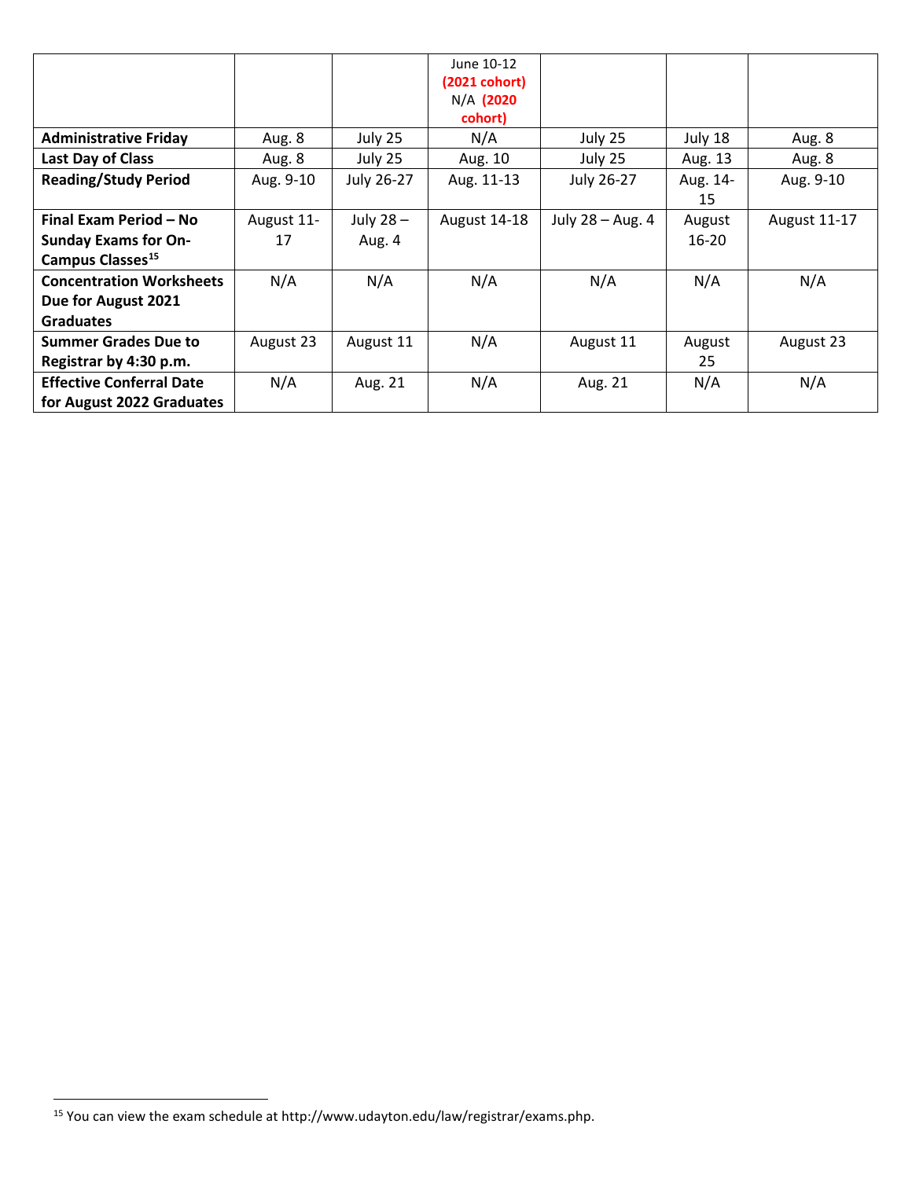| | | | | | | |
|---|---|---|---|---|---|---|
| | | | June 10-12 **(2021 cohort)** N/A **(2020 cohort)** | | | |
| **Administrative Friday** | Aug. 8 | July 25 | N/A | July 25 | July 18 | Aug. 8 |
| **Last Day of Class** | Aug. 8 | July 25 | Aug. 10 | July 25 | Aug. 13 | Aug. 8 |
| **Reading/Study Period** | Aug. 9-10 | July 26-27 | Aug. 11-13 | July 26-27 | Aug. 14-15 | Aug. 9-10 |
| **Final Exam Period – No Sunday Exams for On-Campus Classes[15]** | August 11-17 | July 28 – Aug. 4 | August 14-18 | July 28 – Aug. 4 | August 16-20 | August 11-17 |
| **Concentration Worksheets Due for August 2021 Graduates** | N/A | N/A | N/A | N/A | N/A | N/A |
| **Summer Grades Due to Registrar by 4:30 p.m.** | August 23 | August 11 | N/A | August 11 | August 25 | August 23 |
| **Effective Conferral Date for August 2022 Graduates** | N/A | Aug. 21 | N/A | Aug. 21 | N/A | N/A |

[15] You can view the exam schedule at http://www.udayton.edu/law/registrar/exams.php.